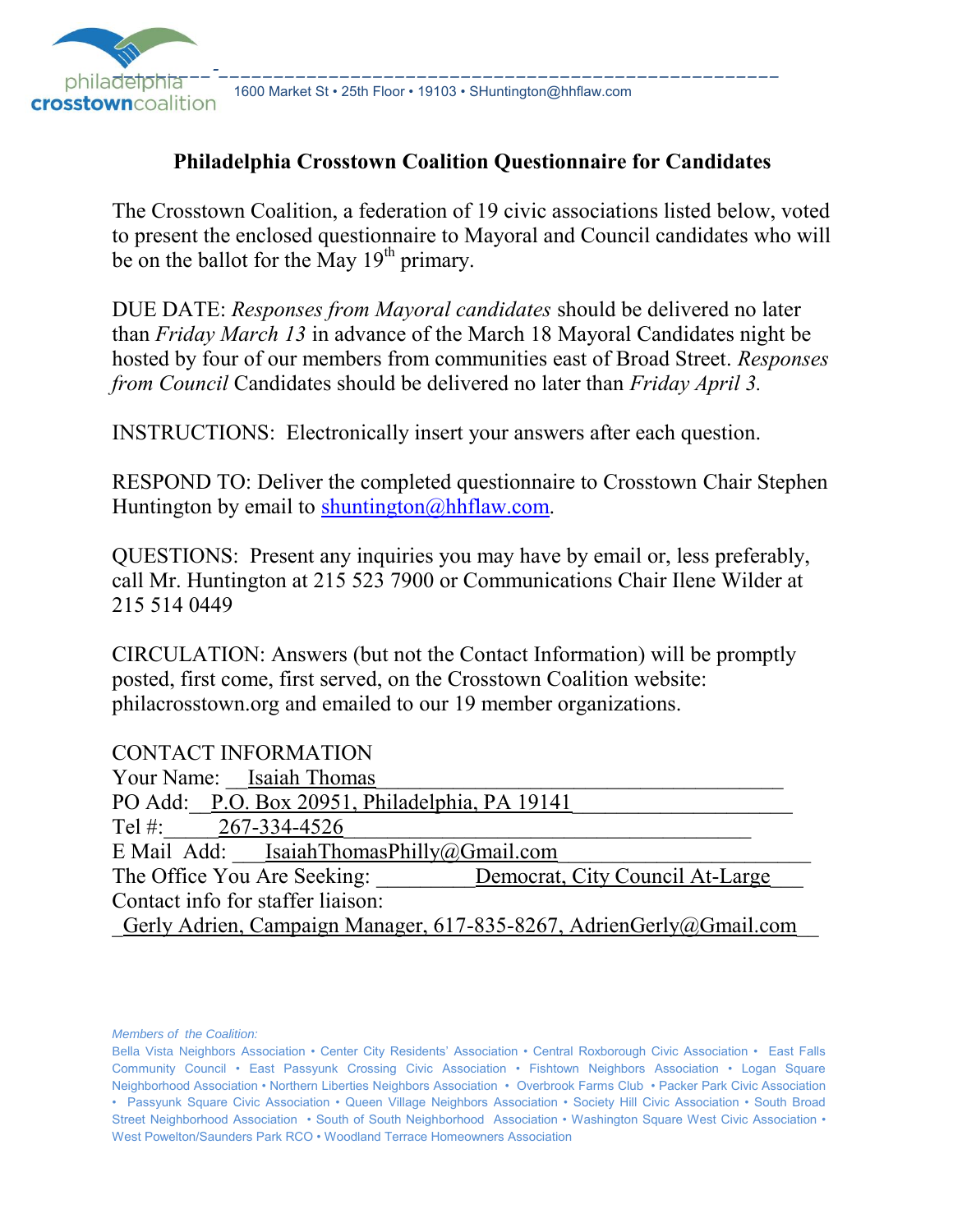philadelphia
**crosstown**coalition

1600 Market St • 25th Floor • 19103 • SHuntington@hhflaw.com

## Philadelphia Crosstown Coalition Questionnaire for Candidates

The Crosstown Coalition, a federation of 19 civic associations listed below, voted to present the enclosed questionnaire to Mayoral and Council candidates who will be on the ballot for the May 19th primary.

DUE DATE: *Responses from Mayoral candidates* should be delivered no later than *Friday March 13* in advance of the March 18 Mayoral Candidates night be hosted by four of our members from communities east of Broad Street. *Responses from Council* Candidates should be delivered no later than *Friday April 3.*

INSTRUCTIONS: Electronically insert your answers after each question.

RESPOND TO: Deliver the completed questionnaire to Crosstown Chair Stephen Huntington by email to shuntington@hhflaw.com.

QUESTIONS: Present any inquiries you may have by email or, less preferably, call Mr. Huntington at 215 523 7900 or Communications Chair Ilene Wilder at 215 514 0449

CIRCULATION: Answers (but not the Contact Information) will be promptly posted, first come, first served, on the Crosstown Coalition website: philacrosstown.org and emailed to our 19 member organizations.

CONTACT INFORMATION
Your Name: Isaiah Thomas
PO Add: P.O. Box 20951, Philadelphia, PA 19141
Tel #: 267-334-4526
E Mail Add: IsaiahThomasPhilly@Gmail.com
The Office You Are Seeking: Democrat, City Council At-Large
Contact info for staffer liaison:
Gerly Adrien, Campaign Manager, 617-835-8267, AdrienGerly@Gmail.com

*Members of the Coalition:*
Bella Vista Neighbors Association • Center City Residents' Association • Central Roxborough Civic Association • East Falls Community Council • East Passyunk Crossing Civic Association • Fishtown Neighbors Association • Logan Square Neighborhood Association • Northern Liberties Neighbors Association • Overbrook Farms Club • Packer Park Civic Association • Passyunk Square Civic Association • Queen Village Neighbors Association • Society Hill Civic Association • South Broad Street Neighborhood Association • South of South Neighborhood Association • Washington Square West Civic Association • West Powelton/Saunders Park RCO • Woodland Terrace Homeowners Association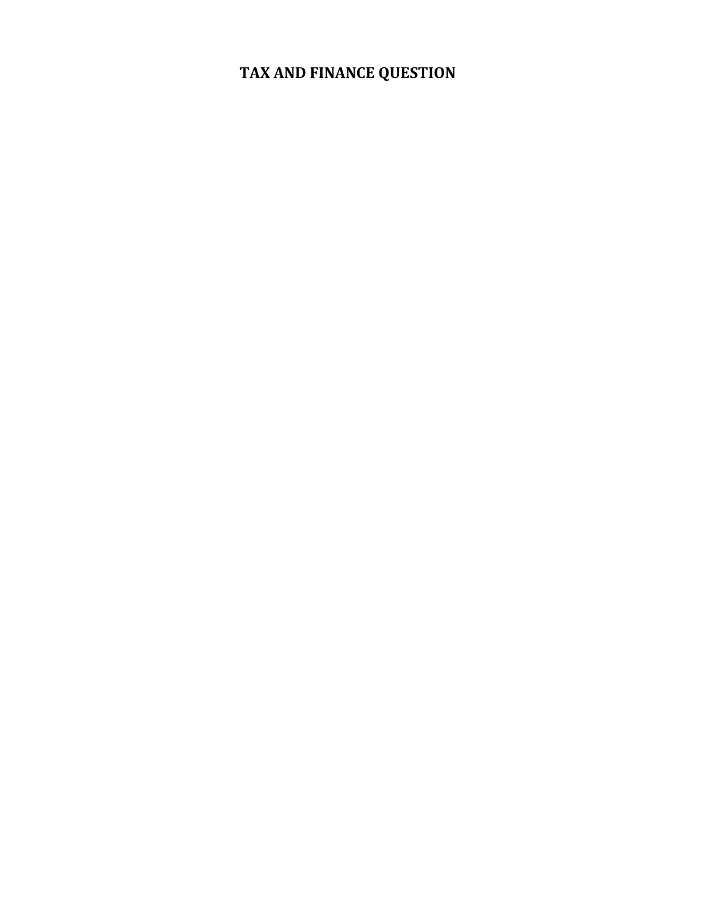# TAX AND FINANCE QUESTION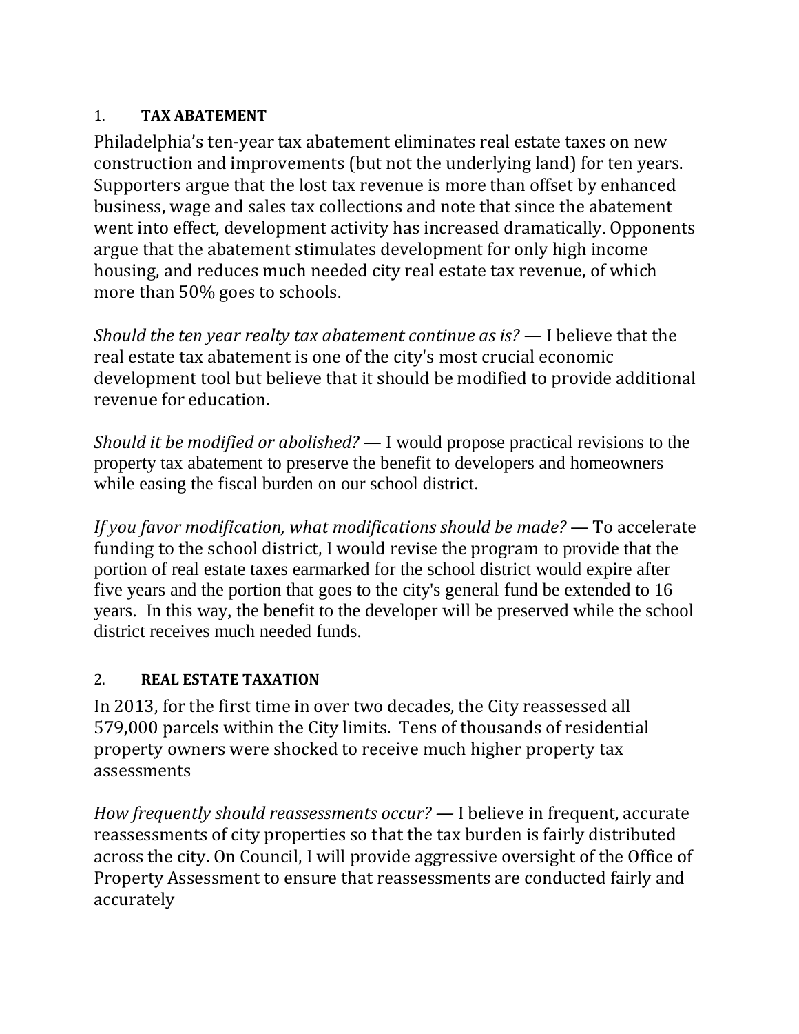## 1. TAX ABATEMENT

Philadelphia's ten-year tax abatement eliminates real estate taxes on new construction and improvements (but not the underlying land) for ten years. Supporters argue that the lost tax revenue is more than offset by enhanced business, wage and sales tax collections and note that since the abatement went into effect, development activity has increased dramatically. Opponents argue that the abatement stimulates development for only high income housing, and reduces much needed city real estate tax revenue, of which more than 50% goes to schools.

*Should the ten year realty tax abatement continue as is?* — I believe that the real estate tax abatement is one of the city's most crucial economic development tool but believe that it should be modified to provide additional revenue for education.

*Should it be modified or abolished?* — I would propose practical revisions to the property tax abatement to preserve the benefit to developers and homeowners while easing the fiscal burden on our school district.

*If you favor modification, what modifications should be made?* — To accelerate funding to the school district, I would revise the program to provide that the portion of real estate taxes earmarked for the school district would expire after five years and the portion that goes to the city's general fund be extended to 16 years. In this way, the benefit to the developer will be preserved while the school district receives much needed funds.

## 2. REAL ESTATE TAXATION

In 2013, for the first time in over two decades, the City reassessed all 579,000 parcels within the City limits. Tens of thousands of residential property owners were shocked to receive much higher property tax assessments

*How frequently should reassessments occur?* — I believe in frequent, accurate reassessments of city properties so that the tax burden is fairly distributed across the city. On Council, I will provide aggressive oversight of the Office of Property Assessment to ensure that reassessments are conducted fairly and accurately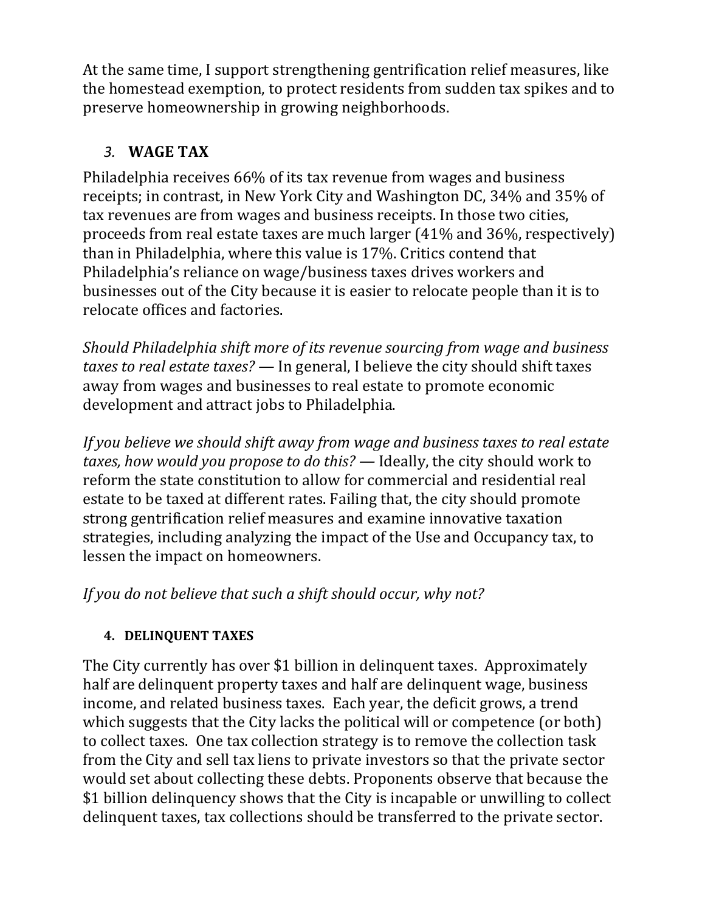At the same time, I support strengthening gentrification relief measures, like the homestead exemption, to protect residents from sudden tax spikes and to preserve homeownership in growing neighborhoods.

## *3.* WAGE TAX

Philadelphia receives 66% of its tax revenue from wages and business receipts; in contrast, in New York City and Washington DC, 34% and 35% of tax revenues are from wages and business receipts. In those two cities, proceeds from real estate taxes are much larger (41% and 36%, respectively) than in Philadelphia, where this value is 17%. Critics contend that Philadelphia's reliance on wage/business taxes drives workers and businesses out of the City because it is easier to relocate people than it is to relocate offices and factories.

*Should Philadelphia shift more of its revenue sourcing from wage and business taxes to real estate taxes?* — In general, I believe the city should shift taxes away from wages and businesses to real estate to promote economic development and attract jobs to Philadelphia.

*If you believe we should shift away from wage and business taxes to real estate taxes, how would you propose to do this?* — Ideally, the city should work to reform the state constitution to allow for commercial and residential real estate to be taxed at different rates. Failing that, the city should promote strong gentrification relief measures and examine innovative taxation strategies, including analyzing the impact of the Use and Occupancy tax, to lessen the impact on homeowners.

*If you do not believe that such a shift should occur, why not?*

## 4. DELINQUENT TAXES

The City currently has over $1 billion in delinquent taxes. Approximately half are delinquent property taxes and half are delinquent wage, business income, and related business taxes. Each year, the deficit grows, a trend which suggests that the City lacks the political will or competence (or both) to collect taxes. One tax collection strategy is to remove the collection task from the City and sell tax liens to private investors so that the private sector would set about collecting these debts. Proponents observe that because the $1 billion delinquency shows that the City is incapable or unwilling to collect delinquent taxes, tax collections should be transferred to the private sector.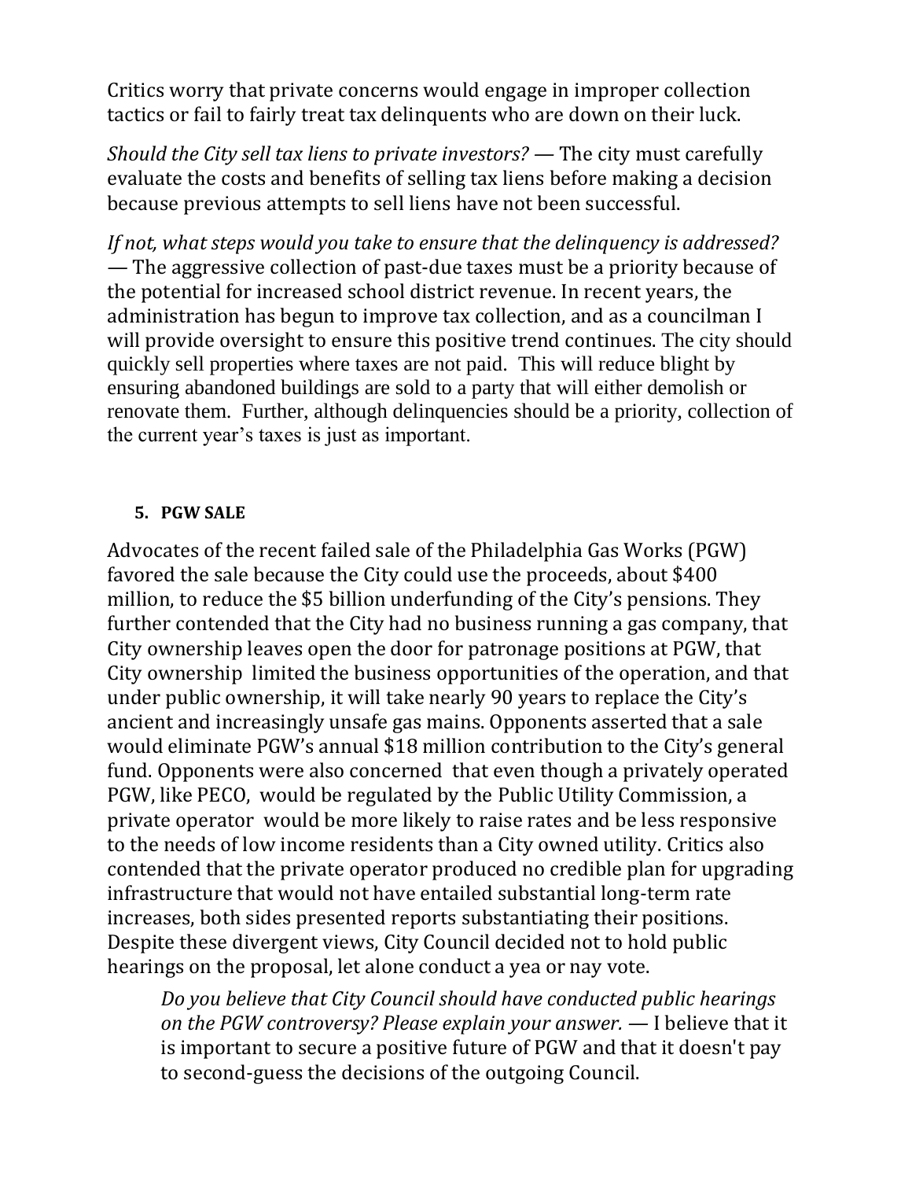Critics worry that private concerns would engage in improper collection tactics or fail to fairly treat tax delinquents who are down on their luck.

*Should the City sell tax liens to private investors?* — The city must carefully evaluate the costs and benefits of selling tax liens before making a decision because previous attempts to sell liens have not been successful.

*If not, what steps would you take to ensure that the delinquency is addressed?* — The aggressive collection of past-due taxes must be a priority because of the potential for increased school district revenue. In recent years, the administration has begun to improve tax collection, and as a councilman I will provide oversight to ensure this positive trend continues. The city should quickly sell properties where taxes are not paid. This will reduce blight by ensuring abandoned buildings are sold to a party that will either demolish or renovate them. Further, although delinquencies should be a priority, collection of the current year's taxes is just as important.

5. **PGW SALE**

Advocates of the recent failed sale of the Philadelphia Gas Works (PGW) favored the sale because the City could use the proceeds, about $400 million, to reduce the $5 billion underfunding of the City's pensions. They further contended that the City had no business running a gas company, that City ownership leaves open the door for patronage positions at PGW, that City ownership limited the business opportunities of the operation, and that under public ownership, it will take nearly 90 years to replace the City's ancient and increasingly unsafe gas mains. Opponents asserted that a sale would eliminate PGW's annual $18 million contribution to the City's general fund. Opponents were also concerned that even though a privately operated PGW, like PECO, would be regulated by the Public Utility Commission, a private operator would be more likely to raise rates and be less responsive to the needs of low income residents than a City owned utility. Critics also contended that the private operator produced no credible plan for upgrading infrastructure that would not have entailed substantial long-term rate increases, both sides presented reports substantiating their positions. Despite these divergent views, City Council decided not to hold public hearings on the proposal, let alone conduct a yea or nay vote.

> *Do you believe that City Council should have conducted public hearings on the PGW controversy? Please explain your answer.* — I believe that it is important to secure a positive future of PGW and that it doesn't pay to second-guess the decisions of the outgoing Council.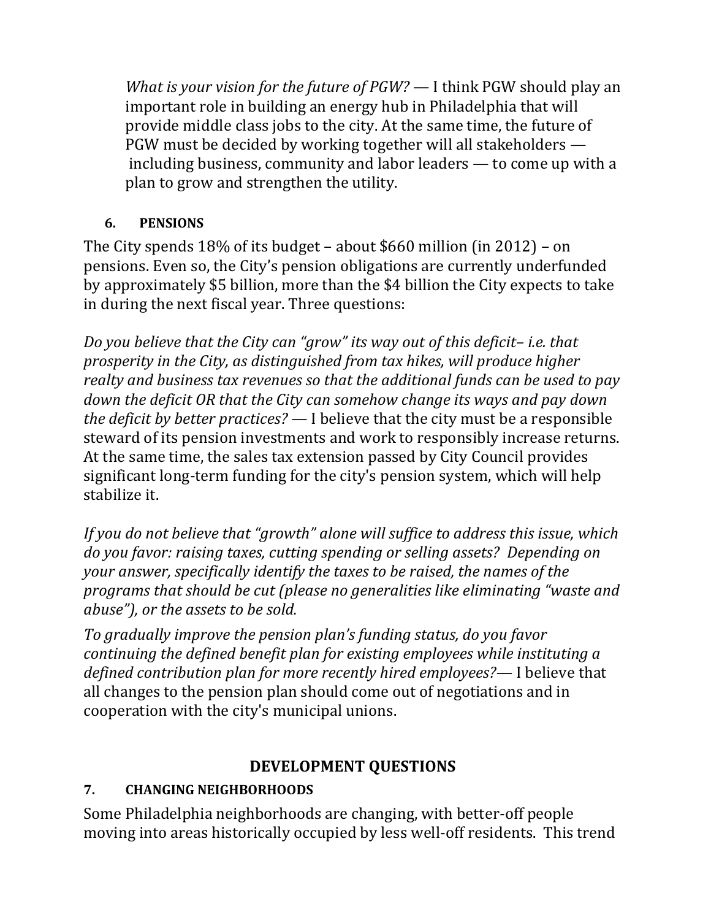*What is your vision for the future of PGW?* — I think PGW should play an important role in building an energy hub in Philadelphia that will provide middle class jobs to the city. At the same time, the future of PGW must be decided by working together will all stakeholders — including business, community and labor leaders — to come up with a plan to grow and strengthen the utility.

### 6. PENSIONS

The City spends 18% of its budget – about $660 million (in 2012) – on pensions. Even so, the City's pension obligations are currently underfunded by approximately $5 billion, more than the $4 billion the City expects to take in during the next fiscal year. Three questions:

*Do you believe that the City can "grow" its way out of this deficit– i.e. that prosperity in the City, as distinguished from tax hikes, will produce higher realty and business tax revenues so that the additional funds can be used to pay down the deficit OR that the City can somehow change its ways and pay down the deficit by better practices?* — I believe that the city must be a responsible steward of its pension investments and work to responsibly increase returns. At the same time, the sales tax extension passed by City Council provides significant long-term funding for the city's pension system, which will help stabilize it.

*If you do not believe that "growth" alone will suffice to address this issue, which do you favor: raising taxes, cutting spending or selling assets? Depending on your answer, specifically identify the taxes to be raised, the names of the programs that should be cut (please no generalities like eliminating "waste and abuse"), or the assets to be sold.*

*To gradually improve the pension plan's funding status, do you favor continuing the defined benefit plan for existing employees while instituting a defined contribution plan for more recently hired employees?*— I believe that all changes to the pension plan should come out of negotiations and in cooperation with the city's municipal unions.

## DEVELOPMENT QUESTIONS

### 7. CHANGING NEIGHBORHOODS

Some Philadelphia neighborhoods are changing, with better-off people moving into areas historically occupied by less well-off residents. This trend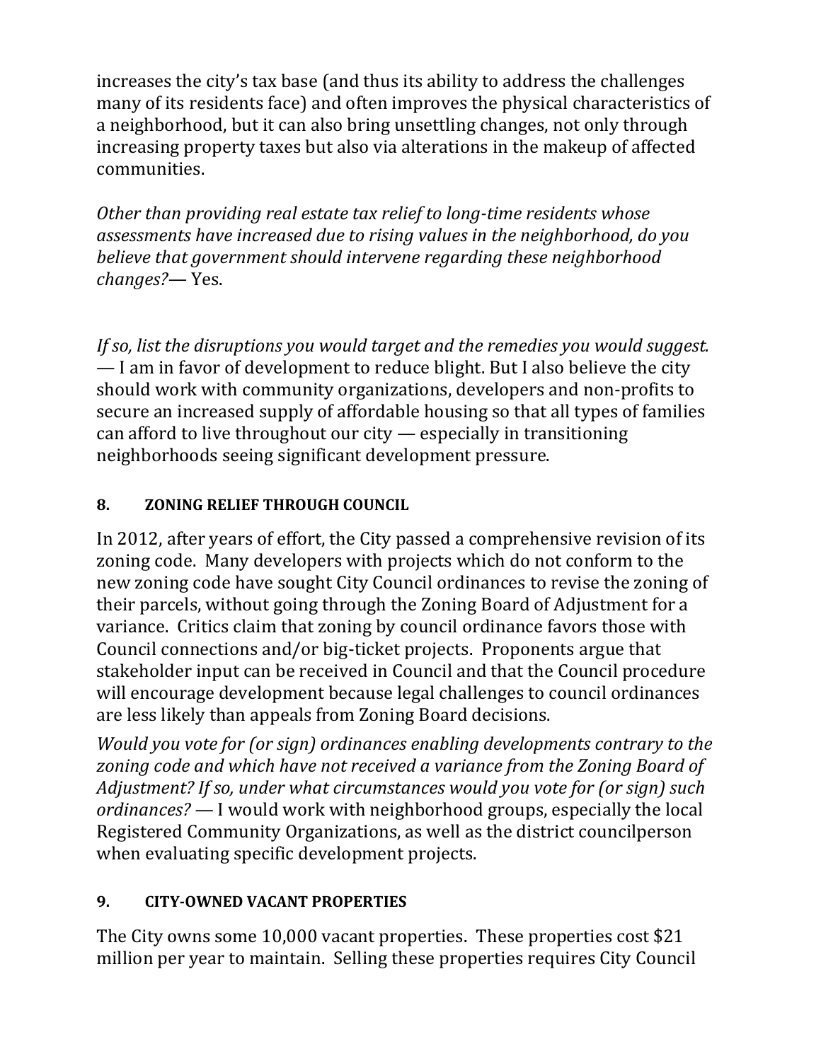increases the city's tax base (and thus its ability to address the challenges many of its residents face) and often improves the physical characteristics of a neighborhood, but it can also bring unsettling changes, not only through increasing property taxes but also via alterations in the makeup of affected communities.

*Other than providing real estate tax relief to long-time residents whose assessments have increased due to rising values in the neighborhood, do you believe that government should intervene regarding these neighborhood changes?*— Yes.

*If so, list the disruptions you would target and the remedies you would suggest.* — I am in favor of development to reduce blight. But I also believe the city should work with community organizations, developers and non-profits to secure an increased supply of affordable housing so that all types of families can afford to live throughout our city — especially in transitioning neighborhoods seeing significant development pressure.

## 8. ZONING RELIEF THROUGH COUNCIL

In 2012, after years of effort, the City passed a comprehensive revision of its zoning code. Many developers with projects which do not conform to the new zoning code have sought City Council ordinances to revise the zoning of their parcels, without going through the Zoning Board of Adjustment for a variance. Critics claim that zoning by council ordinance favors those with Council connections and/or big-ticket projects. Proponents argue that stakeholder input can be received in Council and that the Council procedure will encourage development because legal challenges to council ordinances are less likely than appeals from Zoning Board decisions.

*Would you vote for (or sign) ordinances enabling developments contrary to the zoning code and which have not received a variance from the Zoning Board of Adjustment? If so, under what circumstances would you vote for (or sign) such ordinances?* — I would work with neighborhood groups, especially the local Registered Community Organizations, as well as the district councilperson when evaluating specific development projects.

## 9. CITY-OWNED VACANT PROPERTIES

The City owns some 10,000 vacant properties. These properties cost $21 million per year to maintain. Selling these properties requires City Council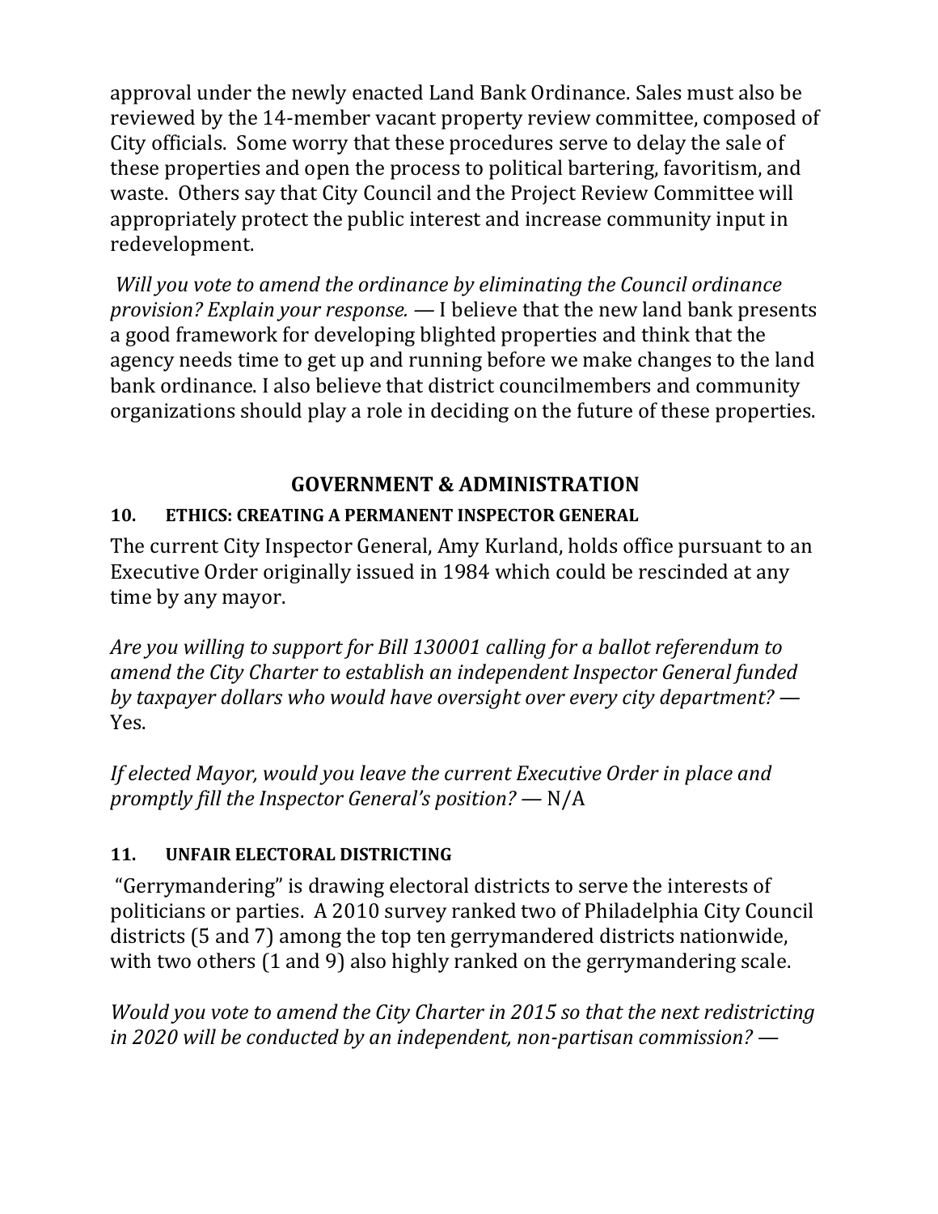approval under the newly enacted Land Bank Ordinance. Sales must also be reviewed by the 14-member vacant property review committee, composed of City officials. Some worry that these procedures serve to delay the sale of these properties and open the process to political bartering, favoritism, and waste. Others say that City Council and the Project Review Committee will appropriately protect the public interest and increase community input in redevelopment.

*Will you vote to amend the ordinance by eliminating the Council ordinance provision? Explain your response.* — I believe that the new land bank presents a good framework for developing blighted properties and think that the agency needs time to get up and running before we make changes to the land bank ordinance. I also believe that district councilmembers and community organizations should play a role in deciding on the future of these properties.

## GOVERNMENT & ADMINISTRATION

### 10. ETHICS: CREATING A PERMANENT INSPECTOR GENERAL

The current City Inspector General, Amy Kurland, holds office pursuant to an Executive Order originally issued in 1984 which could be rescinded at any time by any mayor.

*Are you willing to support for Bill 130001 calling for a ballot referendum to amend the City Charter to establish an independent Inspector General funded by taxpayer dollars who would have oversight over every city department?* — Yes.

*If elected Mayor, would you leave the current Executive Order in place and promptly fill the Inspector General's position?* — N/A

### 11. UNFAIR ELECTORAL DISTRICTING

"Gerrymandering" is drawing electoral districts to serve the interests of politicians or parties. A 2010 survey ranked two of Philadelphia City Council districts (5 and 7) among the top ten gerrymandered districts nationwide, with two others (1 and 9) also highly ranked on the gerrymandering scale.

*Would you vote to amend the City Charter in 2015 so that the next redistricting in 2020 will be conducted by an independent, non-partisan commission?* —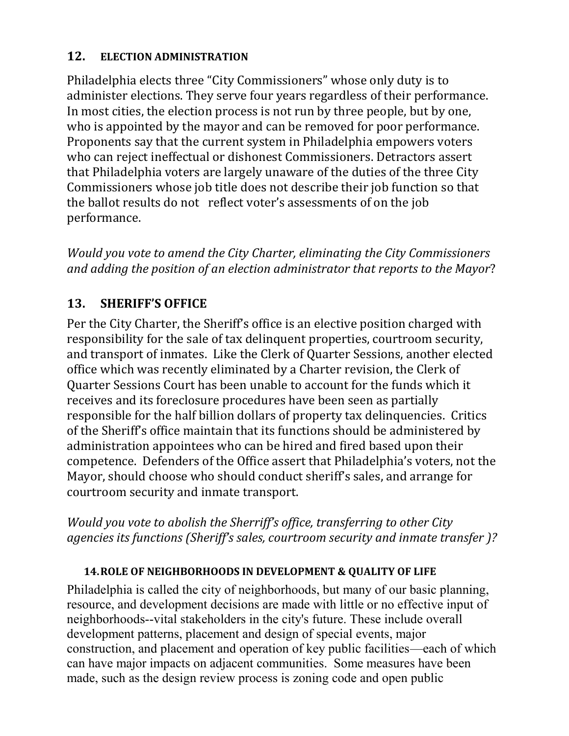## 12. ELECTION ADMINISTRATION

Philadelphia elects three "City Commissioners" whose only duty is to administer elections. They serve four years regardless of their performance. In most cities, the election process is not run by three people, but by one, who is appointed by the mayor and can be removed for poor performance. Proponents say that the current system in Philadelphia empowers voters who can reject ineffectual or dishonest Commissioners. Detractors assert that Philadelphia voters are largely unaware of the duties of the three City Commissioners whose job title does not describe their job function so that the ballot results do not reflect voter's assessments of on the job performance.

*Would you vote to amend the City Charter, eliminating the City Commissioners and adding the position of an election administrator that reports to the Mayor*?

## 13. SHERIFF'S OFFICE

Per the City Charter, the Sheriff's office is an elective position charged with responsibility for the sale of tax delinquent properties, courtroom security, and transport of inmates. Like the Clerk of Quarter Sessions, another elected office which was recently eliminated by a Charter revision, the Clerk of Quarter Sessions Court has been unable to account for the funds which it receives and its foreclosure procedures have been seen as partially responsible for the half billion dollars of property tax delinquencies. Critics of the Sheriff's office maintain that its functions should be administered by administration appointees who can be hired and fired based upon their competence. Defenders of the Office assert that Philadelphia's voters, not the Mayor, should choose who should conduct sheriff's sales, and arrange for courtroom security and inmate transport.

*Would you vote to abolish the Sherriff's office, transferring to other City agencies its functions (Sheriff's sales, courtroom security and inmate transfer )?*

## 14. ROLE OF NEIGHBORHOODS IN DEVELOPMENT & QUALITY OF LIFE

Philadelphia is called the city of neighborhoods, but many of our basic planning, resource, and development decisions are made with little or no effective input of neighborhoods--vital stakeholders in the city's future. These include overall development patterns, placement and design of special events, major construction, and placement and operation of key public facilities—each of which can have major impacts on adjacent communities. Some measures have been made, such as the design review process is zoning code and open public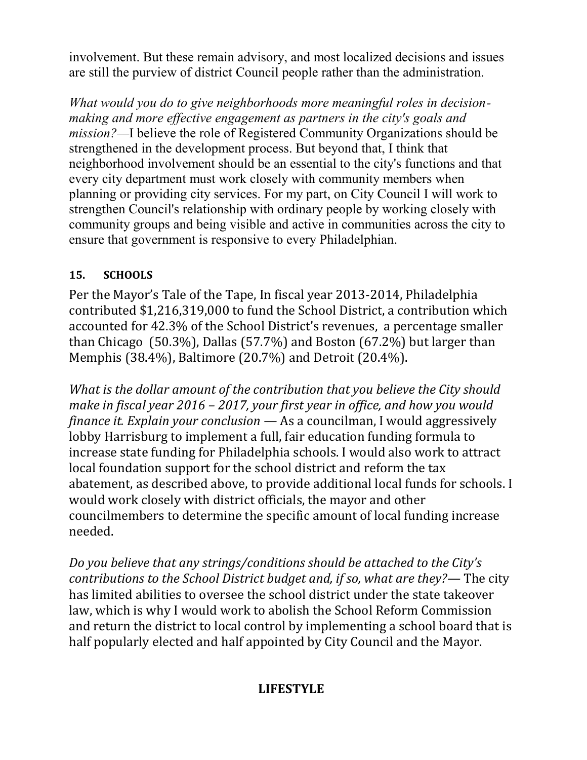involvement. But these remain advisory, and most localized decisions and issues are still the purview of district Council people rather than the administration.

*What would you do to give neighborhoods more meaningful roles in decision-making and more effective engagement as partners in the city's goals and mission?*—I believe the role of Registered Community Organizations should be strengthened in the development process. But beyond that, I think that neighborhood involvement should be an essential to the city's functions and that every city department must work closely with community members when planning or providing city services. For my part, on City Council I will work to strengthen Council's relationship with ordinary people by working closely with community groups and being visible and active in communities across the city to ensure that government is responsive to every Philadelphian.

### 15. SCHOOLS

Per the Mayor's Tale of the Tape, In fiscal year 2013-2014, Philadelphia contributed $1,216,319,000 to fund the School District, a contribution which accounted for 42.3% of the School District's revenues, a percentage smaller than Chicago (50.3%), Dallas (57.7%) and Boston (67.2%) but larger than Memphis (38.4%), Baltimore (20.7%) and Detroit (20.4%).

*What is the dollar amount of the contribution that you believe the City should make in fiscal year 2016 – 2017, your first year in office, and how you would finance it. Explain your conclusion* — As a councilman, I would aggressively lobby Harrisburg to implement a full, fair education funding formula to increase state funding for Philadelphia schools. I would also work to attract local foundation support for the school district and reform the tax abatement, as described above, to provide additional local funds for schools. I would work closely with district officials, the mayor and other councilmembers to determine the specific amount of local funding increase needed.

*Do you believe that any strings/conditions should be attached to the City's contributions to the School District budget and, if so, what are they?*— The city has limited abilities to oversee the school district under the state takeover law, which is why I would work to abolish the School Reform Commission and return the district to local control by implementing a school board that is half popularly elected and half appointed by City Council and the Mayor.

## LIFESTYLE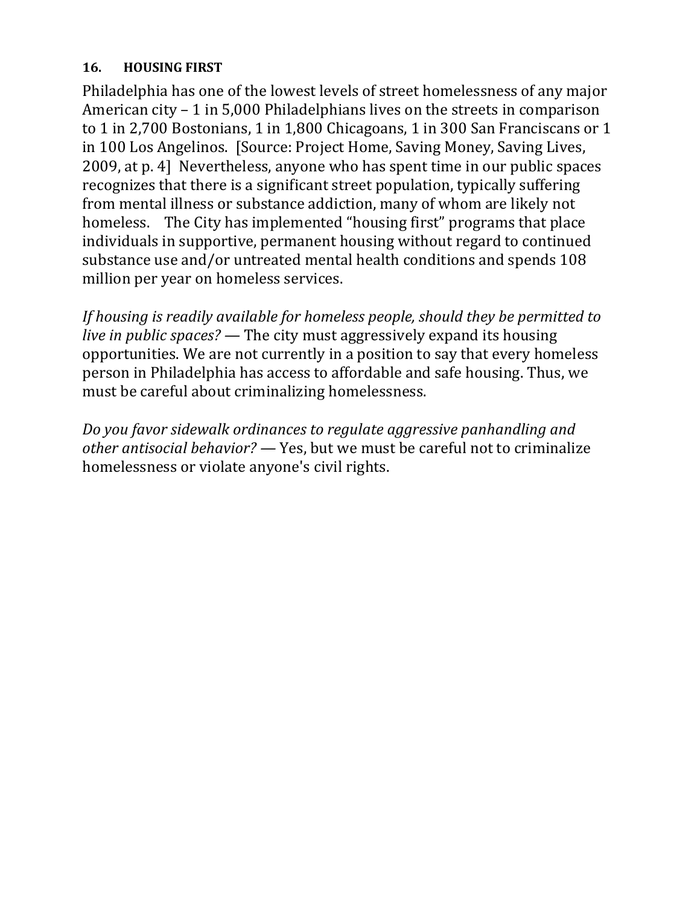### 16. HOUSING FIRST

Philadelphia has one of the lowest levels of street homelessness of any major American city – 1 in 5,000 Philadelphians lives on the streets in comparison to 1 in 2,700 Bostonians, 1 in 1,800 Chicagoans, 1 in 300 San Franciscans or 1 in 100 Los Angelinos. [Source: Project Home, Saving Money, Saving Lives, 2009, at p. 4] Nevertheless, anyone who has spent time in our public spaces recognizes that there is a significant street population, typically suffering from mental illness or substance addiction, many of whom are likely not homeless. The City has implemented "housing first" programs that place individuals in supportive, permanent housing without regard to continued substance use and/or untreated mental health conditions and spends 108 million per year on homeless services.

*If housing is readily available for homeless people, should they be permitted to live in public spaces?* — The city must aggressively expand its housing opportunities. We are not currently in a position to say that every homeless person in Philadelphia has access to affordable and safe housing. Thus, we must be careful about criminalizing homelessness.

*Do you favor sidewalk ordinances to regulate aggressive panhandling and other antisocial behavior?* — Yes, but we must be careful not to criminalize homelessness or violate anyone's civil rights.